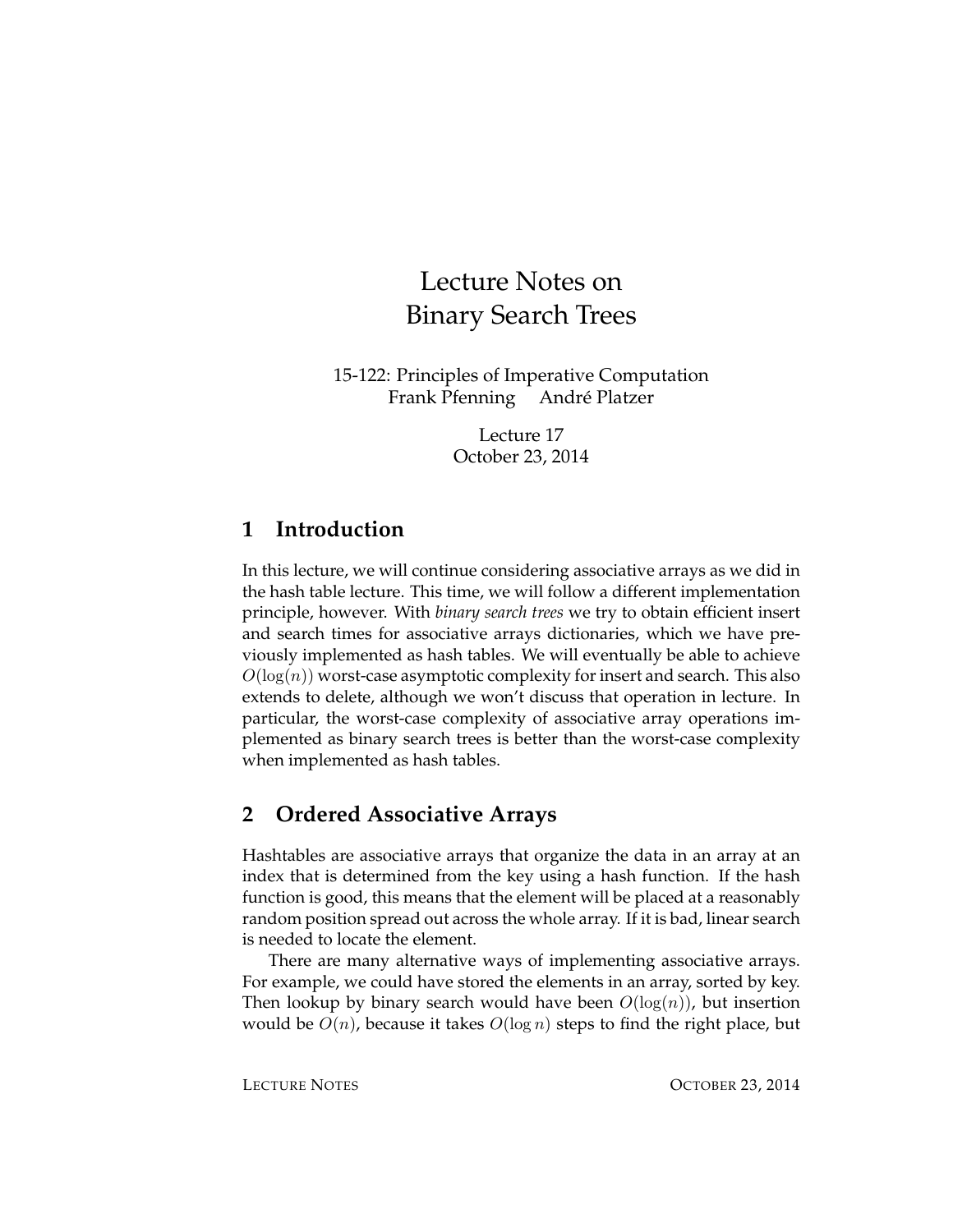# Lecture Notes on Binary Search Trees

15-122: Principles of Imperative Computation
Frank Pfenning André Platzer

Lecture 17
October 23, 2014

## 1 Introduction

In this lecture, we will continue considering associative arrays as we did in the hash table lecture. This time, we will follow a different implementation principle, however. With *binary search trees* we try to obtain efficient insert and search times for associative arrays dictionaries, which we have previously implemented as hash tables. We will eventually be able to achieve $O(\log(n))$ worst-case asymptotic complexity for insert and search. This also extends to delete, although we won't discuss that operation in lecture. In particular, the worst-case complexity of associative array operations implemented as binary search trees is better than the worst-case complexity when implemented as hash tables.

## 2 Ordered Associative Arrays

Hashtables are associative arrays that organize the data in an array at an index that is determined from the key using a hash function. If the hash function is good, this means that the element will be placed at a reasonably random position spread out across the whole array. If it is bad, linear search is needed to locate the element.

There are many alternative ways of implementing associative arrays. For example, we could have stored the elements in an array, sorted by key. Then lookup by binary search would have been $O(\log(n))$, but insertion would be $O(n)$, because it takes $O(\log n)$ steps to find the right place, but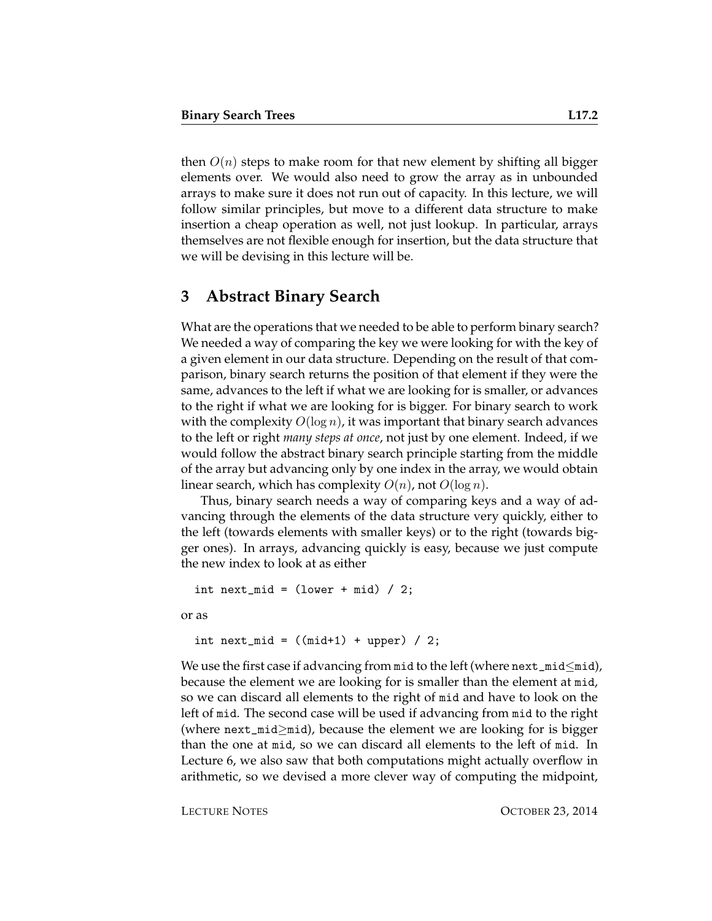then $O(n)$ steps to make room for that new element by shifting all bigger elements over. We would also need to grow the array as in unbounded arrays to make sure it does not run out of capacity. In this lecture, we will follow similar principles, but move to a different data structure to make insertion a cheap operation as well, not just lookup. In particular, arrays themselves are not flexible enough for insertion, but the data structure that we will be devising in this lecture will be.

## 3 Abstract Binary Search

What are the operations that we needed to be able to perform binary search? We needed a way of comparing the key we were looking for with the key of a given element in our data structure. Depending on the result of that comparison, binary search returns the position of that element if they were the same, advances to the left if what we are looking for is smaller, or advances to the right if what we are looking for is bigger. For binary search to work with the complexity $O(\log n)$, it was important that binary search advances to the left or right *many steps at once*, not just by one element. Indeed, if we would follow the abstract binary search principle starting from the middle of the array but advancing only by one index in the array, we would obtain linear search, which has complexity $O(n)$, not $O(\log n)$.

Thus, binary search needs a way of comparing keys and a way of advancing through the elements of the data structure very quickly, either to the left (towards elements with smaller keys) or to the right (towards bigger ones). In arrays, advancing quickly is easy, because we just compute the new index to look at as either

```
int next_mid = (lower + mid) / 2;
```

or as

```
int next_mid = ((mid+1) + upper) / 2;
```

We use the first case if advancing from `mid` to the left (where `next_mid`$\leq$`mid`), because the element we are looking for is smaller than the element at `mid`, so we can discard all elements to the right of `mid` and have to look on the left of `mid`. The second case will be used if advancing from `mid` to the right (where `next_mid`$\geq$`mid`), because the element we are looking for is bigger than the one at `mid`, so we can discard all elements to the left of `mid`. In Lecture 6, we also saw that both computations might actually overflow in arithmetic, so we devised a more clever way of computing the midpoint,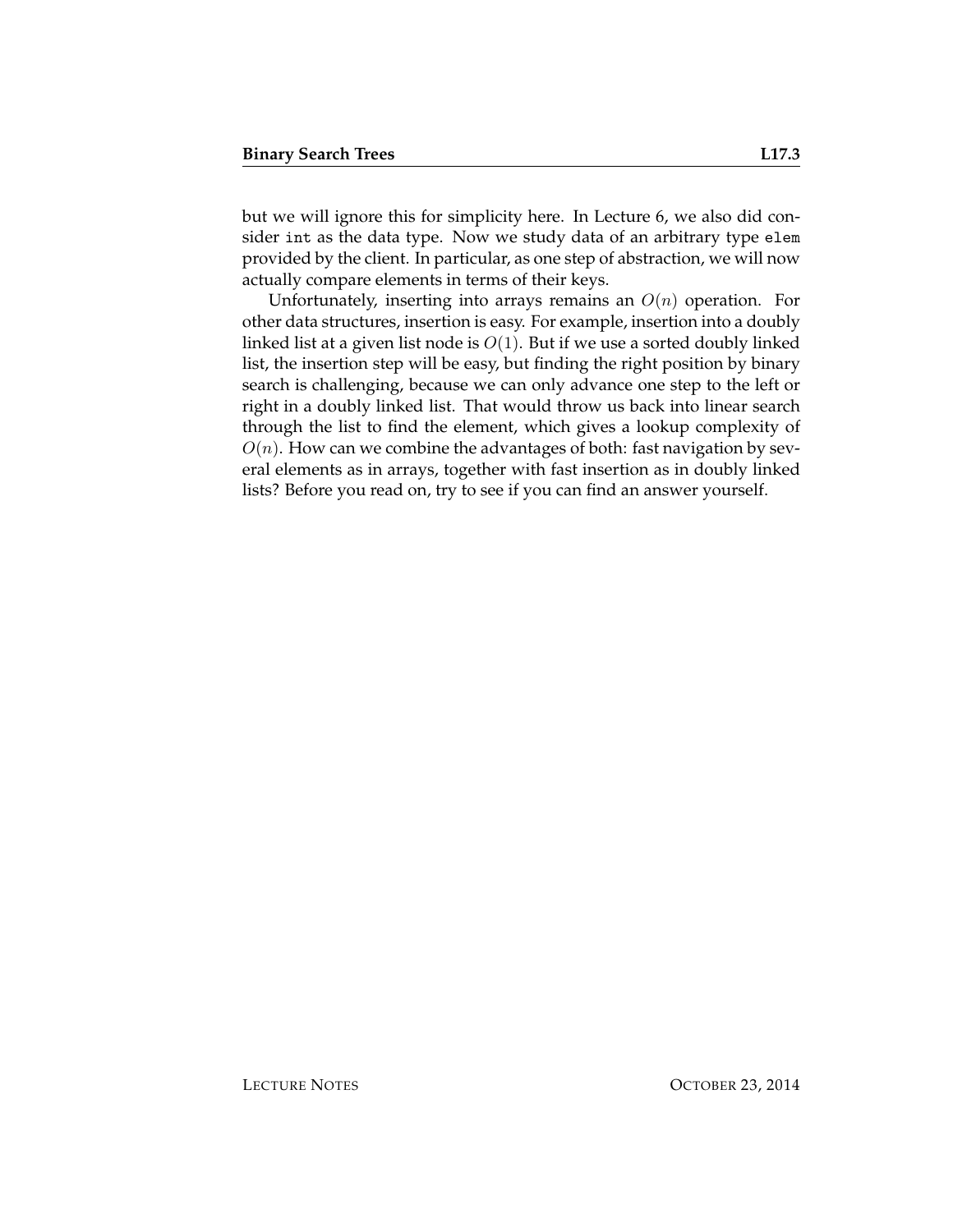but we will ignore this for simplicity here. In Lecture 6, we also did consider `int` as the data type. Now we study data of an arbitrary type `elem` provided by the client. In particular, as one step of abstraction, we will now actually compare elements in terms of their keys.

Unfortunately, inserting into arrays remains an $O(n)$ operation. For other data structures, insertion is easy. For example, insertion into a doubly linked list at a given list node is $O(1)$. But if we use a sorted doubly linked list, the insertion step will be easy, but finding the right position by binary search is challenging, because we can only advance one step to the left or right in a doubly linked list. That would throw us back into linear search through the list to find the element, which gives a lookup complexity of $O(n)$. How can we combine the advantages of both: fast navigation by several elements as in arrays, together with fast insertion as in doubly linked lists? Before you read on, try to see if you can find an answer yourself.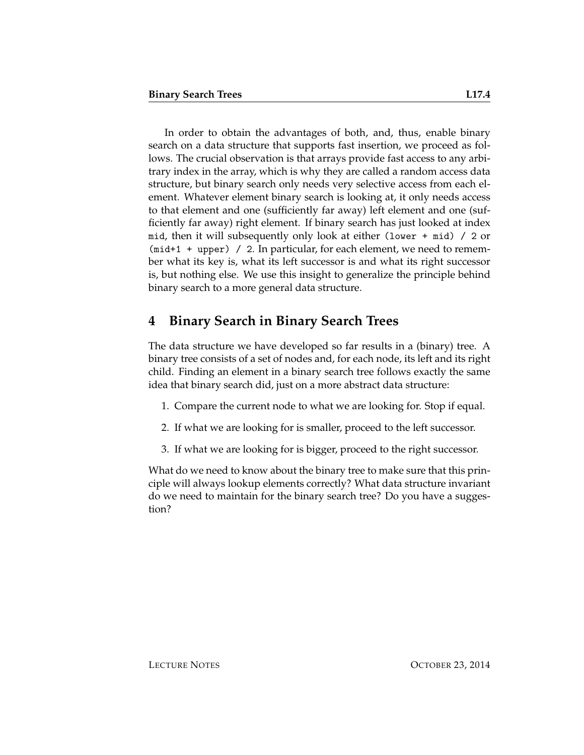In order to obtain the advantages of both, and, thus, enable binary search on a data structure that supports fast insertion, we proceed as follows. The crucial observation is that arrays provide fast access to any arbitrary index in the array, which is why they are called a random access data structure, but binary search only needs very selective access from each element. Whatever element binary search is looking at, it only needs access to that element and one (sufficiently far away) left element and one (sufficiently far away) right element. If binary search has just looked at index `mid`, then it will subsequently only look at either `(lower + mid) / 2` or `(mid+1 + upper) / 2`. In particular, for each element, we need to remember what its key is, what its left successor is and what its right successor is, but nothing else. We use this insight to generalize the principle behind binary search to a more general data structure.

## 4 Binary Search in Binary Search Trees

The data structure we have developed so far results in a (binary) tree. A binary tree consists of a set of nodes and, for each node, its left and its right child. Finding an element in a binary search tree follows exactly the same idea that binary search did, just on a more abstract data structure:

1. Compare the current node to what we are looking for. Stop if equal.
2. If what we are looking for is smaller, proceed to the left successor.
3. If what we are looking for is bigger, proceed to the right successor.

What do we need to know about the binary tree to make sure that this principle will always lookup elements correctly? What data structure invariant do we need to maintain for the binary search tree? Do you have a suggestion?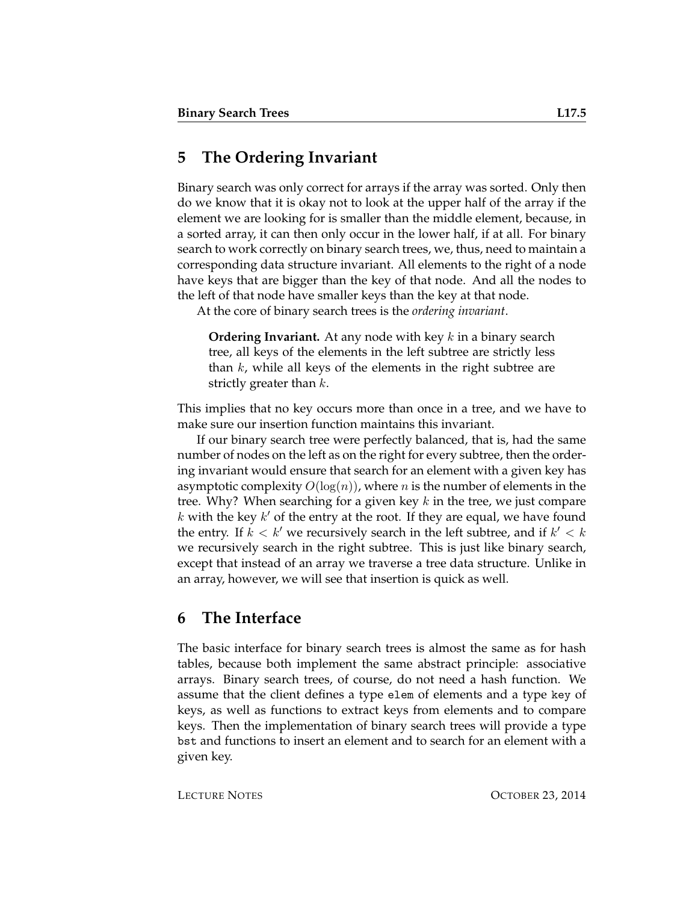## 5 The Ordering Invariant

Binary search was only correct for arrays if the array was sorted. Only then do we know that it is okay not to look at the upper half of the array if the element we are looking for is smaller than the middle element, because, in a sorted array, it can then only occur in the lower half, if at all. For binary search to work correctly on binary search trees, we, thus, need to maintain a corresponding data structure invariant. All elements to the right of a node have keys that are bigger than the key of that node. And all the nodes to the left of that node have smaller keys than the key at that node.

At the core of binary search trees is the *ordering invariant*.

> **Ordering Invariant.** At any node with key $k$ in a binary search tree, all keys of the elements in the left subtree are strictly less than $k$, while all keys of the elements in the right subtree are strictly greater than $k$.

This implies that no key occurs more than once in a tree, and we have to make sure our insertion function maintains this invariant.

If our binary search tree were perfectly balanced, that is, had the same number of nodes on the left as on the right for every subtree, then the ordering invariant would ensure that search for an element with a given key has asymptotic complexity $O(\log(n))$, where $n$ is the number of elements in the tree. Why? When searching for a given key $k$ in the tree, we just compare $k$ with the key $k'$ of the entry at the root. If they are equal, we have found the entry. If $k < k'$ we recursively search in the left subtree, and if $k' < k$ we recursively search in the right subtree. This is just like binary search, except that instead of an array we traverse a tree data structure. Unlike in an array, however, we will see that insertion is quick as well.

## 6 The Interface

The basic interface for binary search trees is almost the same as for hash tables, because both implement the same abstract principle: associative arrays. Binary search trees, of course, do not need a hash function. We assume that the client defines a type `elem` of elements and a type `key` of keys, as well as functions to extract keys from elements and to compare keys. Then the implementation of binary search trees will provide a type `bst` and functions to insert an element and to search for an element with a given key.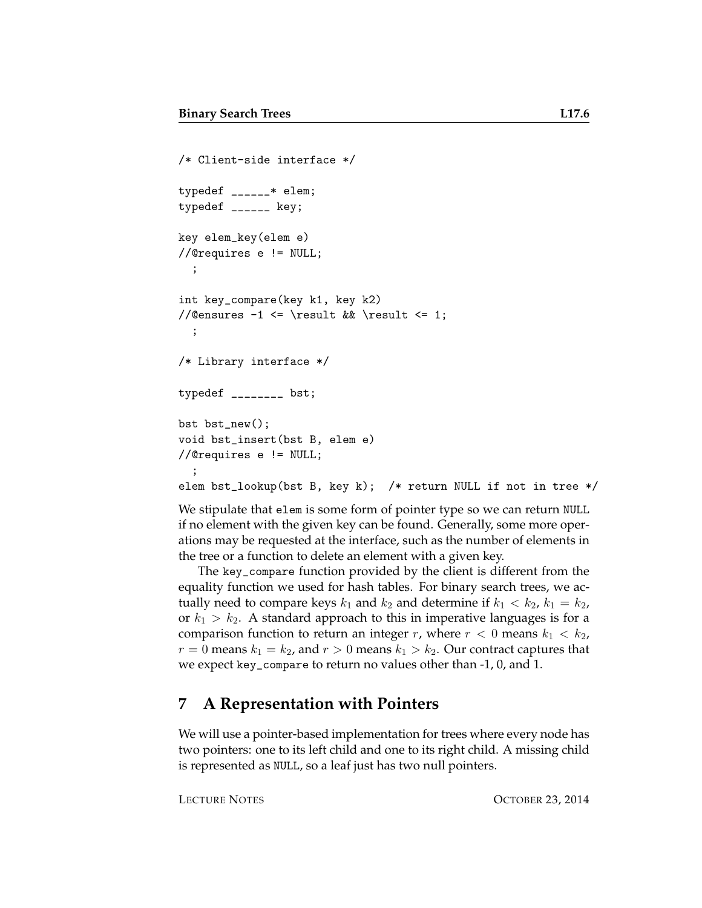```
/* Client-side interface */

typedef ______* elem;
typedef ______ key;

key elem_key(elem e)
//@requires e != NULL;
  ;

int key_compare(key k1, key k2)
//@ensures -1 <= \result && \result <= 1;
  ;

/* Library interface */

typedef ________ bst;

bst bst_new();
void bst_insert(bst B, elem e)
//@requires e != NULL;
  ;
elem bst_lookup(bst B, key k);  /* return NULL if not in tree */
```

We stipulate that `elem` is some form of pointer type so we can return `NULL` if no element with the given key can be found. Generally, some more operations may be requested at the interface, such as the number of elements in the tree or a function to delete an element with a given key.

The `key_compare` function provided by the client is different from the equality function we used for hash tables. For binary search trees, we actually need to compare keys $k_1$ and $k_2$ and determine if $k_1 < k_2$, $k_1 = k_2$, or $k_1 > k_2$. A standard approach to this in imperative languages is for a comparison function to return an integer $r$, where $r < 0$ means $k_1 < k_2$, $r = 0$ means $k_1 = k_2$, and $r > 0$ means $k_1 > k_2$. Our contract captures that we expect `key_compare` to return no values other than -1, 0, and 1.

## 7 A Representation with Pointers

We will use a pointer-based implementation for trees where every node has two pointers: one to its left child and one to its right child. A missing child is represented as `NULL`, so a leaf just has two null pointers.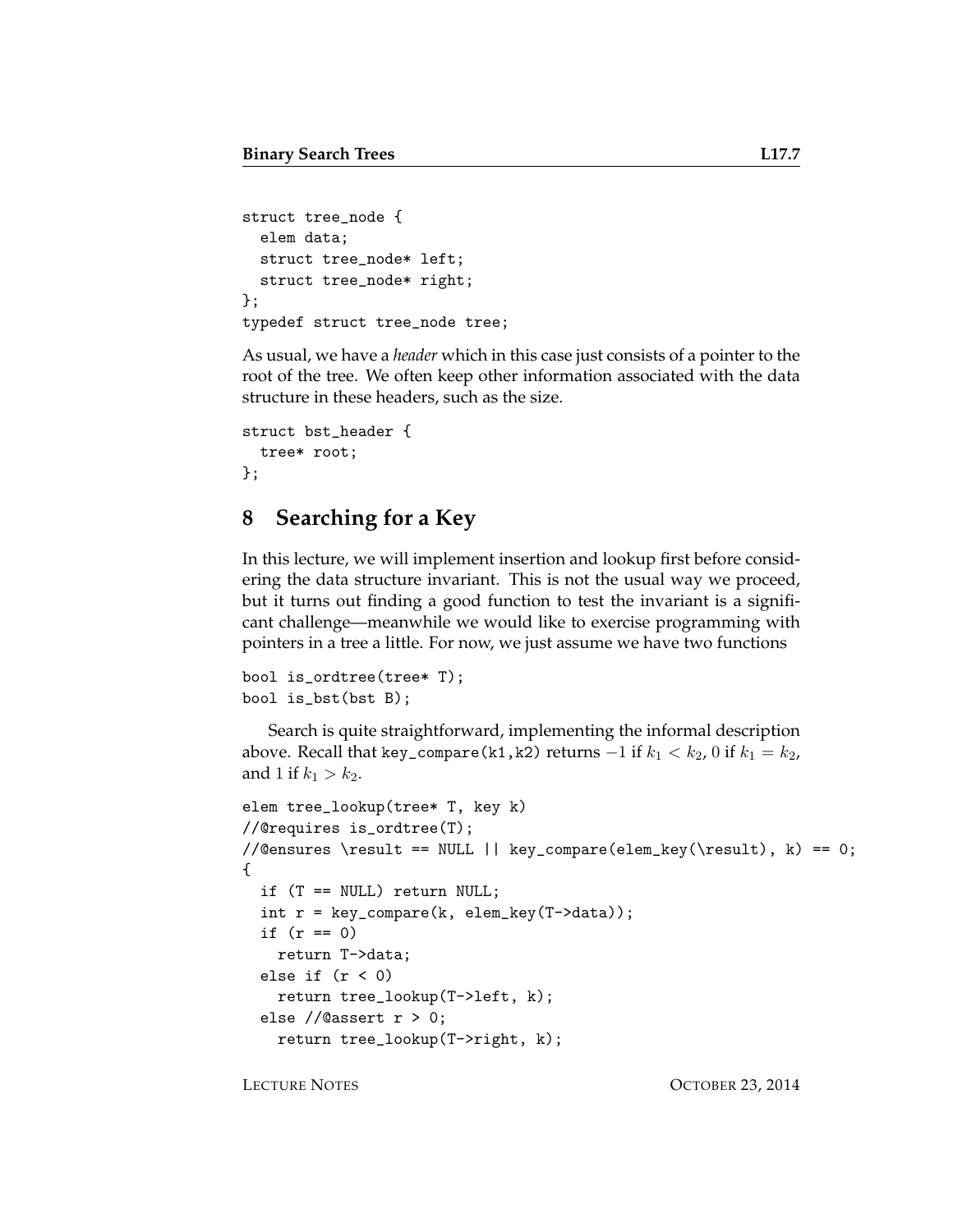```
struct tree_node {
  elem data;
  struct tree_node* left;
  struct tree_node* right;
};
typedef struct tree_node tree;
```

As usual, we have a *header* which in this case just consists of a pointer to the root of the tree. We often keep other information associated with the data structure in these headers, such as the size.

```
struct bst_header {
  tree* root;
};
```

## 8 Searching for a Key

In this lecture, we will implement insertion and lookup first before considering the data structure invariant. This is not the usual way we proceed, but it turns out finding a good function to test the invariant is a significant challenge—meanwhile we would like to exercise programming with pointers in a tree a little. For now, we just assume we have two functions

```
bool is_ordtree(tree* T);
bool is_bst(bst B);
```

Search is quite straightforward, implementing the informal description above. Recall that `key_compare(k1,k2)` returns $-1$ if $k_1 < k_2$, $0$ if $k_1 = k_2$, and $1$ if $k_1 > k_2$.

```
elem tree_lookup(tree* T, key k)
//@requires is_ordtree(T);
//@ensures \result == NULL || key_compare(elem_key(\result), k) == 0;
{
  if (T == NULL) return NULL;
  int r = key_compare(k, elem_key(T->data));
  if (r == 0)
    return T->data;
  else if (r < 0)
    return tree_lookup(T->left, k);
  else //@assert r > 0;
    return tree_lookup(T->right, k);
```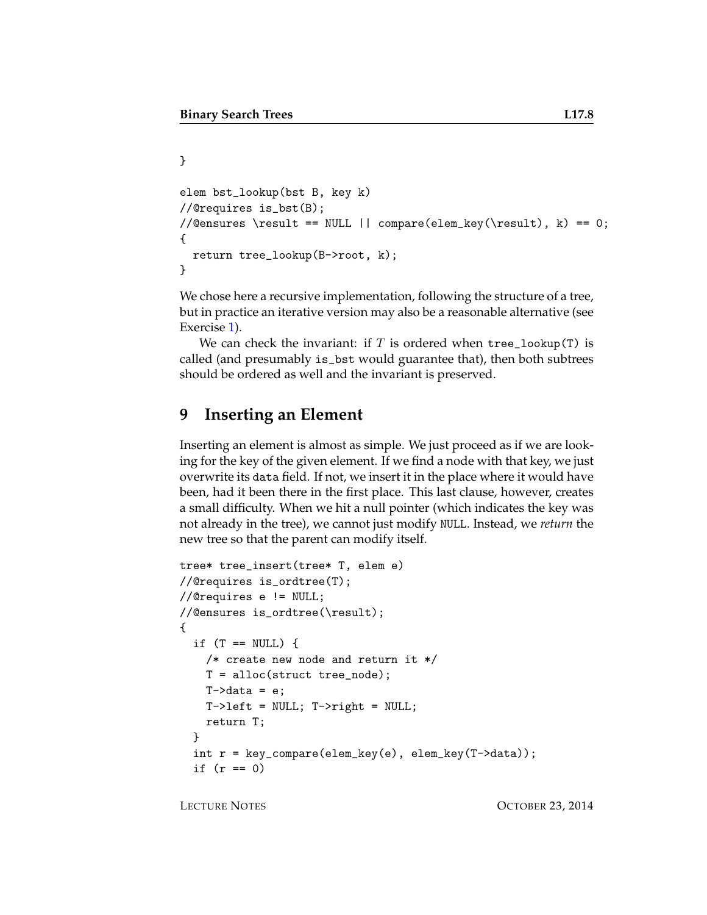```
}

elem bst_lookup(bst B, key k)
//@requires is_bst(B);
//@ensures \result == NULL || compare(elem_key(\result), k) == 0;
{
  return tree_lookup(B->root, k);
}
```

We chose here a recursive implementation, following the structure of a tree, but in practice an iterative version may also be a reasonable alternative (see Exercise 1).

We can check the invariant: if $T$ is ordered when `tree_lookup(T)` is called (and presumably `is_bst` would guarantee that), then both subtrees should be ordered as well and the invariant is preserved.

## 9 Inserting an Element

Inserting an element is almost as simple. We just proceed as if we are looking for the key of the given element. If we find a node with that key, we just overwrite its `data` field. If not, we insert it in the place where it would have been, had it been there in the first place. This last clause, however, creates a small difficulty. When we hit a null pointer (which indicates the key was not already in the tree), we cannot just modify `NULL`. Instead, we *return* the new tree so that the parent can modify itself.

```
tree* tree_insert(tree* T, elem e)
//@requires is_ordtree(T);
//@requires e != NULL;
//@ensures is_ordtree(\result);
{
  if (T == NULL) {
    /* create new node and return it */
    T = alloc(struct tree_node);
    T->data = e;
    T->left = NULL; T->right = NULL;
    return T;
  }
  int r = key_compare(elem_key(e), elem_key(T->data));
  if (r == 0)
```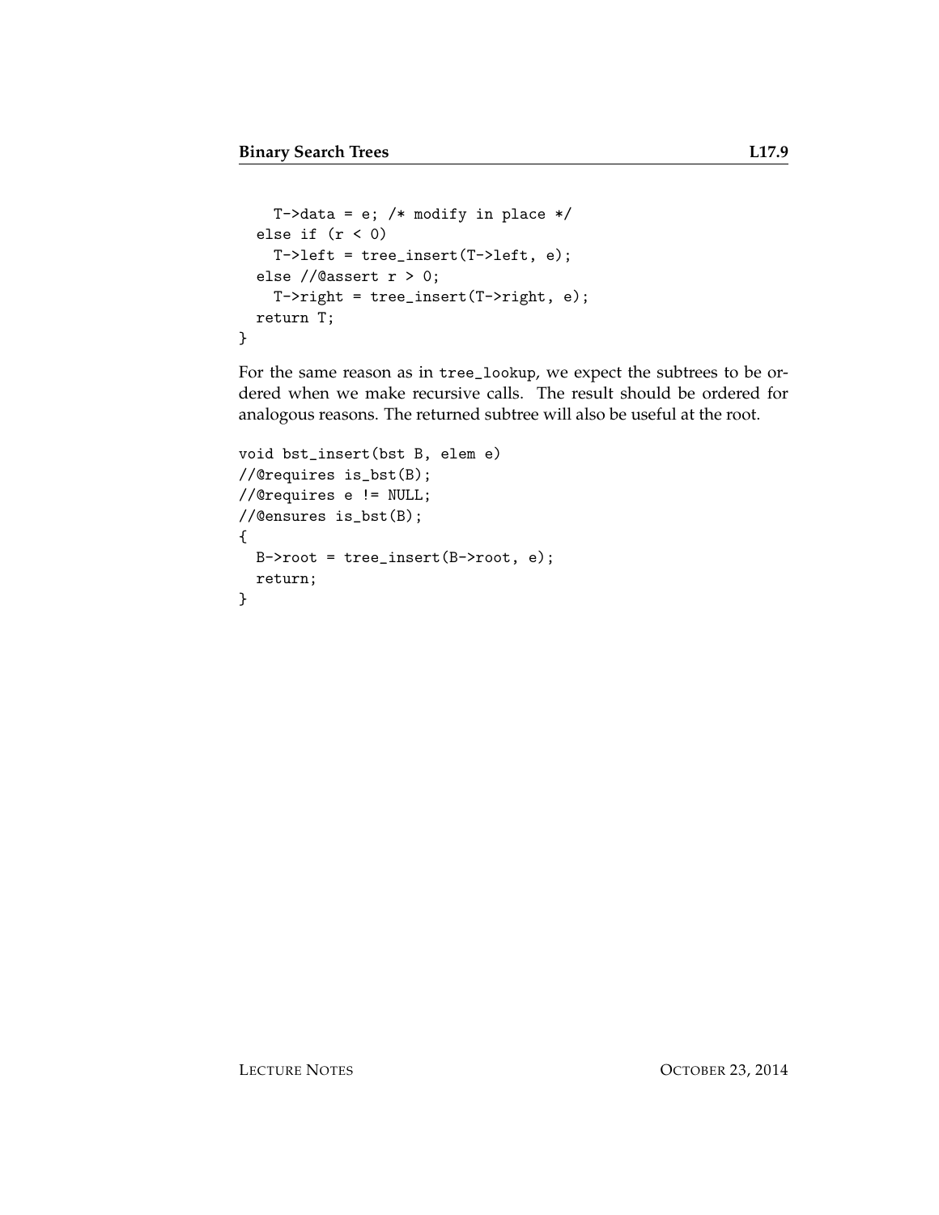```
    T->data = e; /* modify in place */
  else if (r < 0)
    T->left = tree_insert(T->left, e);
  else //@assert r > 0;
    T->right = tree_insert(T->right, e);
  return T;
}
```

For the same reason as in tree_lookup, we expect the subtrees to be ordered when we make recursive calls. The result should be ordered for analogous reasons. The returned subtree will also be useful at the root.

```
void bst_insert(bst B, elem e)
//@requires is_bst(B);
//@requires e != NULL;
//@ensures is_bst(B);
{
  B->root = tree_insert(B->root, e);
  return;
}
```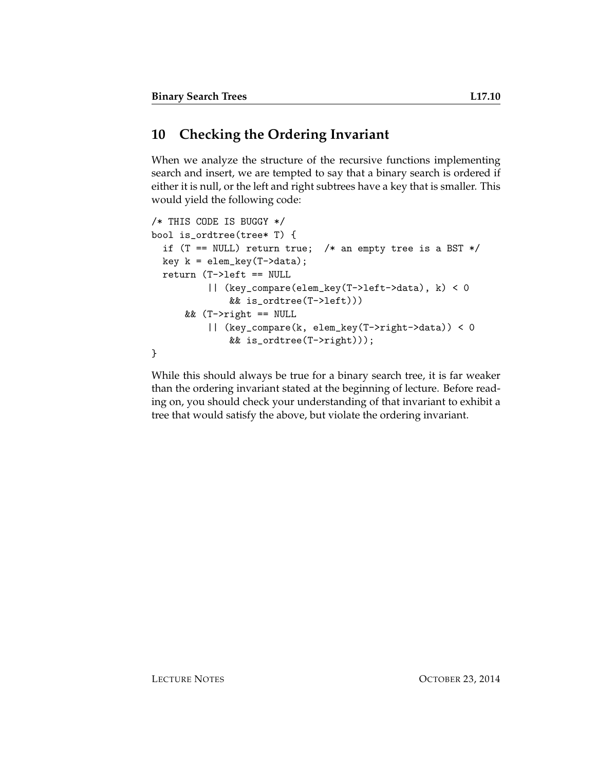## 10 Checking the Ordering Invariant

When we analyze the structure of the recursive functions implementing search and insert, we are tempted to say that a binary search is ordered if either it is null, or the left and right subtrees have a key that is smaller. This would yield the following code:

```
/* THIS CODE IS BUGGY */
bool is_ordtree(tree* T) {
  if (T == NULL) return true;  /* an empty tree is a BST */
  key k = elem_key(T->data);
  return (T->left == NULL
          || (key_compare(elem_key(T->left->data), k) < 0
              && is_ordtree(T->left)))
      && (T->right == NULL
          || (key_compare(k, elem_key(T->right->data)) < 0
              && is_ordtree(T->right)));
}
```

While this should always be true for a binary search tree, it is far weaker than the ordering invariant stated at the beginning of lecture. Before reading on, you should check your understanding of that invariant to exhibit a tree that would satisfy the above, but violate the ordering invariant.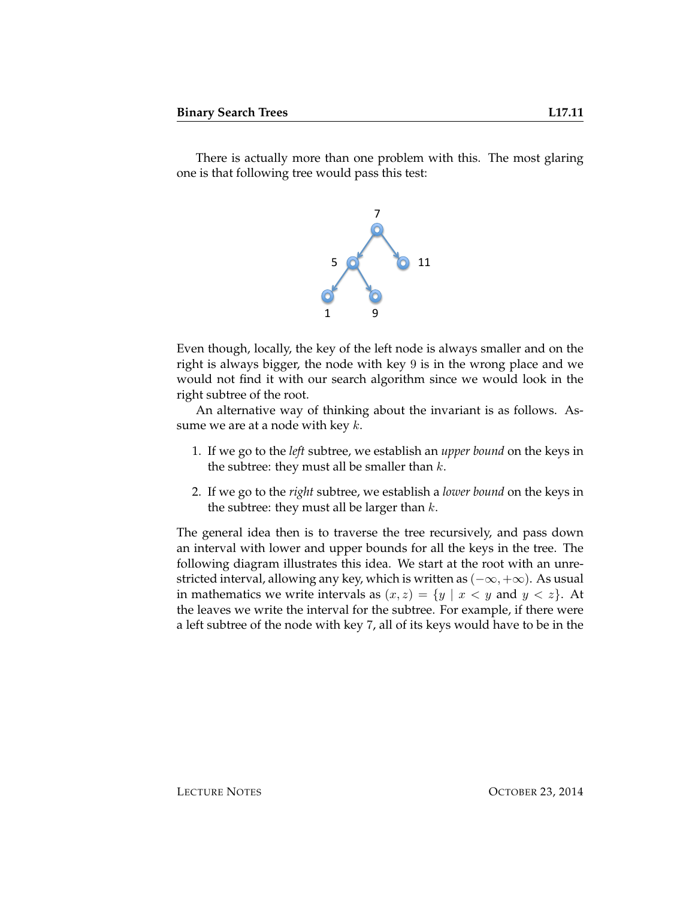There is actually more than one problem with this. The most glaring one is that following tree would pass this test:

Even though, locally, the key of the left node is always smaller and on the right is always bigger, the node with key $9$ is in the wrong place and we would not find it with our search algorithm since we would look in the right subtree of the root.

An alternative way of thinking about the invariant is as follows. Assume we are at a node with key $k$.

1. If we go to the *left* subtree, we establish an *upper bound* on the keys in the subtree: they must all be smaller than $k$.
2. If we go to the *right* subtree, we establish a *lower bound* on the keys in the subtree: they must all be larger than $k$.

The general idea then is to traverse the tree recursively, and pass down an interval with lower and upper bounds for all the keys in the tree. The following diagram illustrates this idea. We start at the root with an unrestricted interval, allowing any key, which is written as $(-\infty, +\infty)$. As usual in mathematics we write intervals as $(x, z) = \{y \mid x < y \text{ and } y < z\}$. At the leaves we write the interval for the subtree. For example, if there were a left subtree of the node with key $7$, all of its keys would have to be in the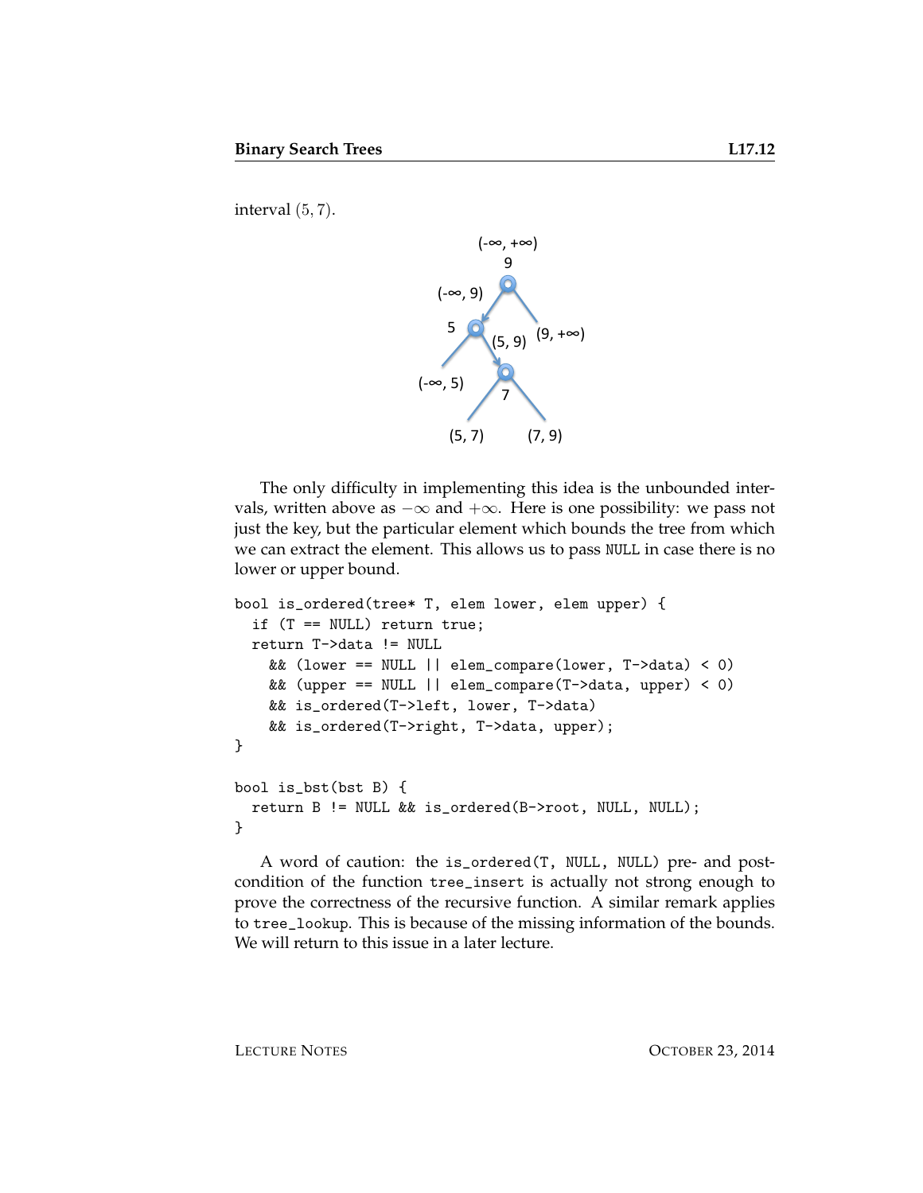interval $(5, 7)$.

The only difficulty in implementing this idea is the unbounded intervals, written above as $-\infty$ and $+\infty$. Here is one possibility: we pass not just the key, but the particular element which bounds the tree from which we can extract the element. This allows us to pass `NULL` in case there is no lower or upper bound.

```
bool is_ordered(tree* T, elem lower, elem upper) {
  if (T == NULL) return true;
  return T->data != NULL
    && (lower == NULL || elem_compare(lower, T->data) < 0)
    && (upper == NULL || elem_compare(T->data, upper) < 0)
    && is_ordered(T->left, lower, T->data)
    && is_ordered(T->right, T->data, upper);
}

bool is_bst(bst B) {
  return B != NULL && is_ordered(B->root, NULL, NULL);
}
```

A word of caution: the `is_ordered(T, NULL, NULL)` pre- and post-condition of the function `tree_insert` is actually not strong enough to prove the correctness of the recursive function. A similar remark applies to `tree_lookup`. This is because of the missing information of the bounds. We will return to this issue in a later lecture.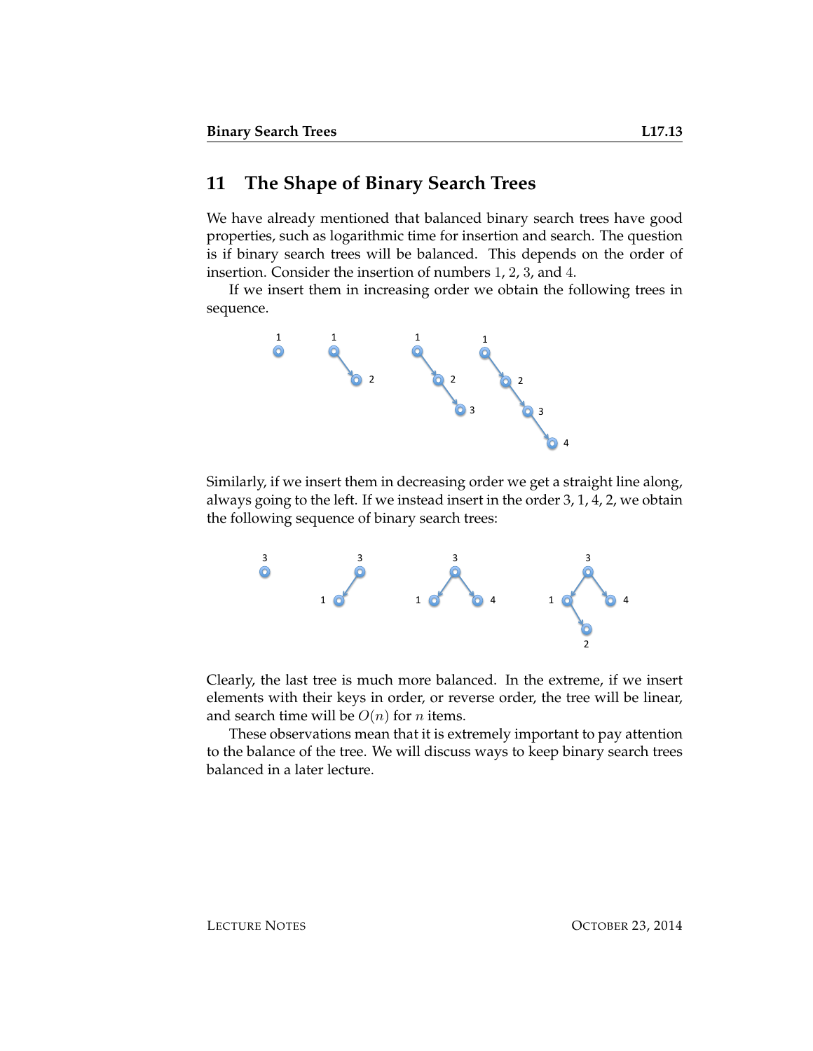## 11 The Shape of Binary Search Trees

We have already mentioned that balanced binary search trees have good properties, such as logarithmic time for insertion and search. The question is if binary search trees will be balanced. This depends on the order of insertion. Consider the insertion of numbers $1$, $2$, $3$, and $4$.

If we insert them in increasing order we obtain the following trees in sequence.

Similarly, if we insert them in decreasing order we get a straight line along, always going to the left. If we instead insert in the order 3, 1, 4, 2, we obtain the following sequence of binary search trees:

Clearly, the last tree is much more balanced. In the extreme, if we insert elements with their keys in order, or reverse order, the tree will be linear, and search time will be $O(n)$ for $n$ items.

These observations mean that it is extremely important to pay attention to the balance of the tree. We will discuss ways to keep binary search trees balanced in a later lecture.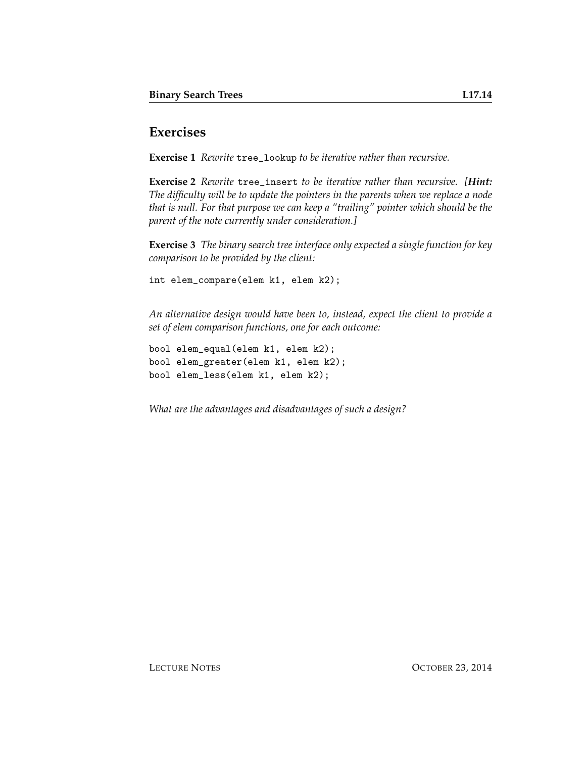## Exercises

**Exercise 1** *Rewrite* `tree_lookup` *to be iterative rather than recursive.*

**Exercise 2** *Rewrite* `tree_insert` *to be iterative rather than recursive. [**Hint:** The difficulty will be to update the pointers in the parents when we replace a node that is null. For that purpose we can keep a "trailing" pointer which should be the parent of the note currently under consideration.]*

**Exercise 3** *The binary search tree interface only expected a single function for key comparison to be provided by the client:*

```
int elem_compare(elem k1, elem k2);
```

*An alternative design would have been to, instead, expect the client to provide a set of elem comparison functions, one for each outcome:*

```
bool elem_equal(elem k1, elem k2);
bool elem_greater(elem k1, elem k2);
bool elem_less(elem k1, elem k2);
```

*What are the advantages and disadvantages of such a design?*